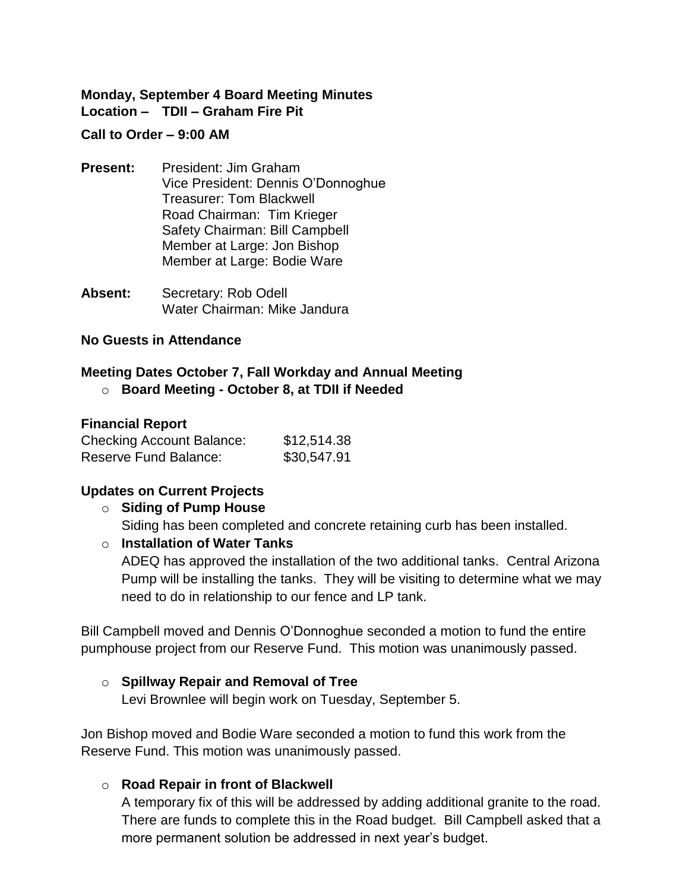**Monday, September 4 Board Meeting Minutes**
**Location – TDII – Graham Fire Pit**

**Call to Order – 9:00 AM**

**Present:** President: Jim Graham
Vice President: Dennis O'Donnoghue
Treasurer: Tom Blackwell
Road Chairman: Tim Krieger
Safety Chairman: Bill Campbell
Member at Large: Jon Bishop
Member at Large: Bodie Ware

**Absent:** Secretary: Rob Odell
Water Chairman: Mike Jandura

**No Guests in Attendance**

**Meeting Dates October 7, Fall Workday and Annual Meeting**

- **Board Meeting - October 8, at TDII if Needed**

**Financial Report**

| | |
|---|---|
| Checking Account Balance: | \$12,514.38 |
| Reserve Fund Balance: | \$30,547.91 |

**Updates on Current Projects**

- **Siding of Pump House**
  Siding has been completed and concrete retaining curb has been installed.
- **Installation of Water Tanks**
  ADEQ has approved the installation of the two additional tanks. Central Arizona Pump will be installing the tanks. They will be visiting to determine what we may need to do in relationship to our fence and LP tank.

Bill Campbell moved and Dennis O'Donnoghue seconded a motion to fund the entire pumphouse project from our Reserve Fund. This motion was unanimously passed.

- **Spillway Repair and Removal of Tree**
  Levi Brownlee will begin work on Tuesday, September 5.

Jon Bishop moved and Bodie Ware seconded a motion to fund this work from the Reserve Fund. This motion was unanimously passed.

- **Road Repair in front of Blackwell**
  A temporary fix of this will be addressed by adding additional granite to the road. There are funds to complete this in the Road budget. Bill Campbell asked that a more permanent solution be addressed in next year's budget.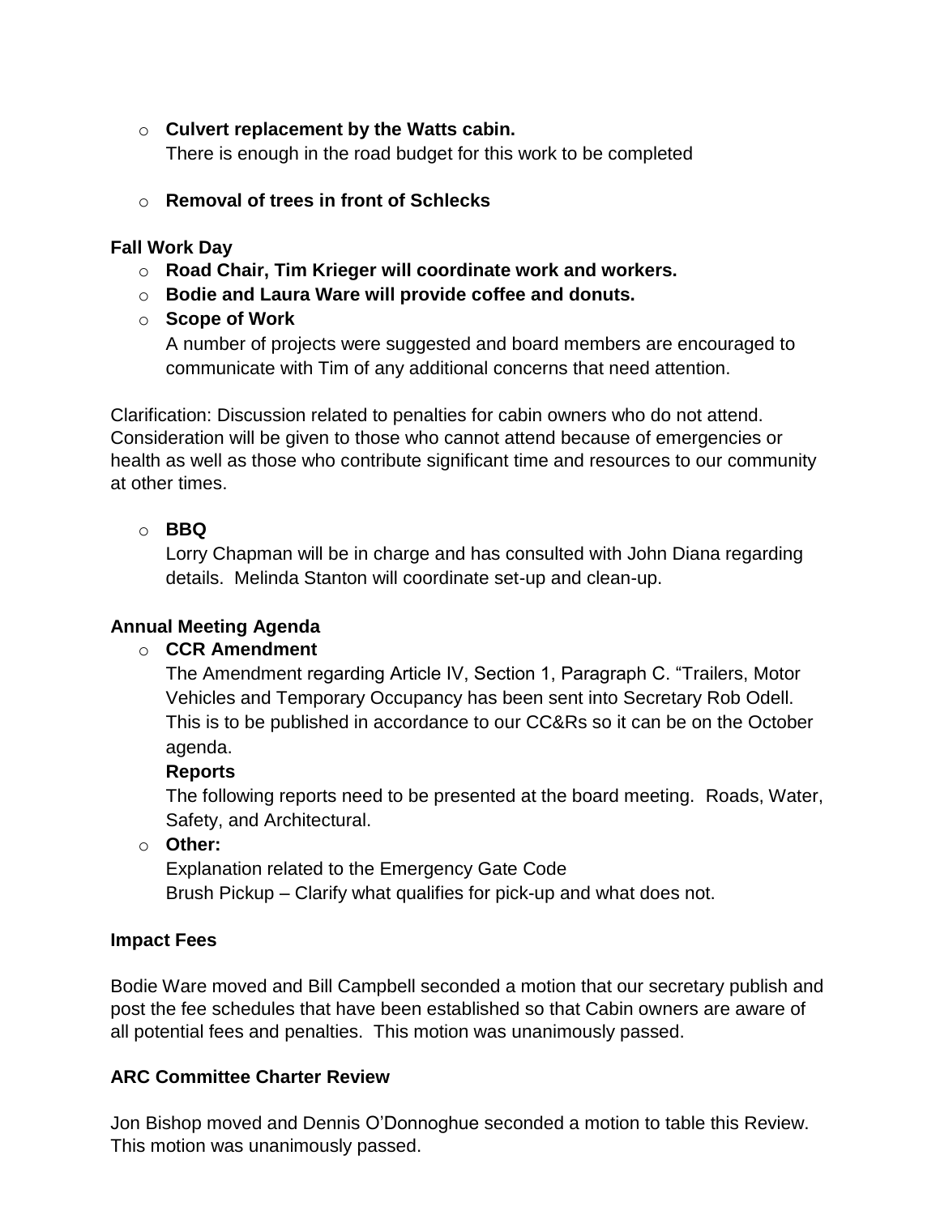- **Culvert replacement by the Watts cabin.**
  There is enough in the road budget for this work to be completed

- **Removal of trees in front of Schlecks**

**Fall Work Day**

- **Road Chair, Tim Krieger will coordinate work and workers.**
- **Bodie and Laura Ware will provide coffee and donuts.**
- **Scope of Work**
  A number of projects were suggested and board members are encouraged to communicate with Tim of any additional concerns that need attention.

Clarification: Discussion related to penalties for cabin owners who do not attend. Consideration will be given to those who cannot attend because of emergencies or health as well as those who contribute significant time and resources to our community at other times.

- **BBQ**
  Lorry Chapman will be in charge and has consulted with John Diana regarding details. Melinda Stanton will coordinate set-up and clean-up.

**Annual Meeting Agenda**

- **CCR Amendment**
  The Amendment regarding Article IV, Section 1, Paragraph C. "Trailers, Motor Vehicles and Temporary Occupancy has been sent into Secretary Rob Odell. This is to be published in accordance to our CC&Rs so it can be on the October agenda.
  **Reports**
  The following reports need to be presented at the board meeting. Roads, Water, Safety, and Architectural.
- **Other:**
  Explanation related to the Emergency Gate Code
  Brush Pickup – Clarify what qualifies for pick-up and what does not.

**Impact Fees**

Bodie Ware moved and Bill Campbell seconded a motion that our secretary publish and post the fee schedules that have been established so that Cabin owners are aware of all potential fees and penalties. This motion was unanimously passed.

**ARC Committee Charter Review**

Jon Bishop moved and Dennis O'Donnoghue seconded a motion to table this Review. This motion was unanimously passed.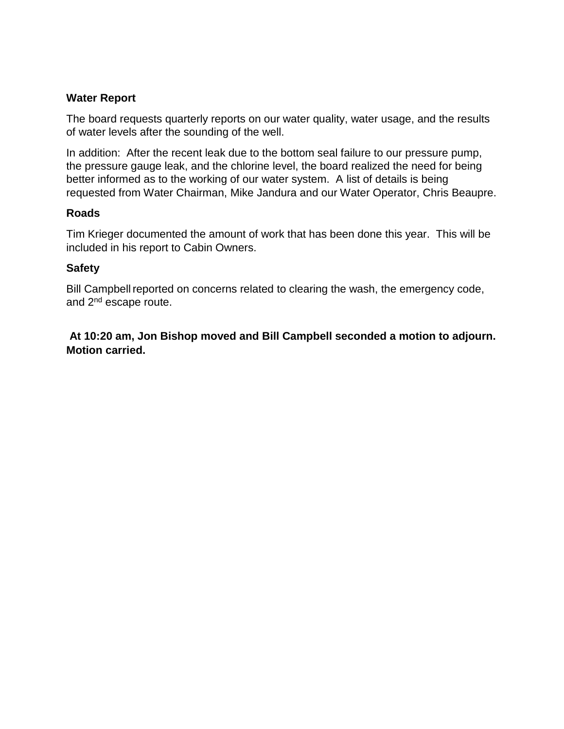**Water Report**

The board requests quarterly reports on our water quality, water usage, and the results of water levels after the sounding of the well.

In addition: After the recent leak due to the bottom seal failure to our pressure pump, the pressure gauge leak, and the chlorine level, the board realized the need for being better informed as to the working of our water system. A list of details is being requested from Water Chairman, Mike Jandura and our Water Operator, Chris Beaupre.

**Roads**

Tim Krieger documented the amount of work that has been done this year. This will be included in his report to Cabin Owners.

**Safety**

Bill Campbell reported on concerns related to clearing the wash, the emergency code, and 2nd escape route.

**At 10:20 am, Jon Bishop moved and Bill Campbell seconded a motion to adjourn. Motion carried.**